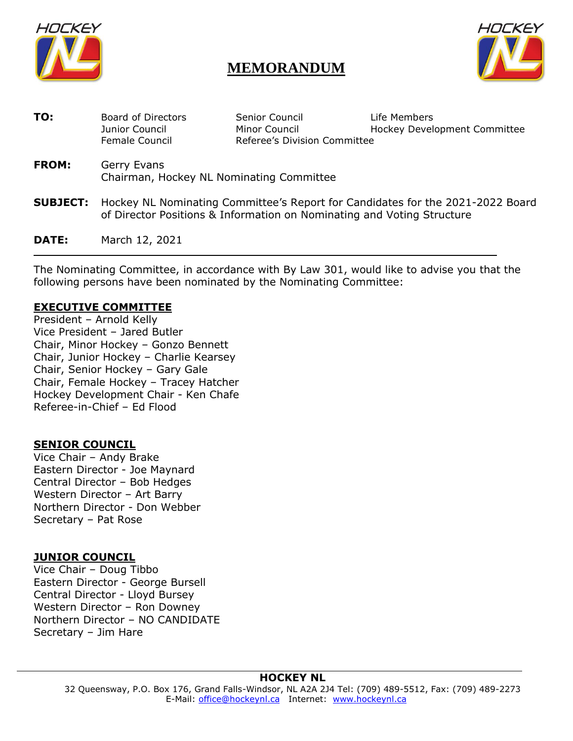# MEMORANDUM

**TO:** Board of Directors, Senior Council, Life Members, Junior Council, Minor Council, Hockey Development Committee, Female Council, Referee's Division Committee

**FROM:** Gerry Evans
Chairman, Hockey NL Nominating Committee

**SUBJECT:** Hockey NL Nominating Committee's Report for Candidates for the 2021-2022 Board of Director Positions & Information on Nominating and Voting Structure

**DATE:** March 12, 2021

---

The Nominating Committee, in accordance with By Law 301, would like to advise you that the following persons have been nominated by the Nominating Committee:

## EXECUTIVE COMMITTEE

President – Arnold Kelly
Vice President – Jared Butler
Chair, Minor Hockey – Gonzo Bennett
Chair, Junior Hockey – Charlie Kearsey
Chair, Senior Hockey – Gary Gale
Chair, Female Hockey – Tracey Hatcher
Hockey Development Chair - Ken Chafe
Referee-in-Chief – Ed Flood

## SENIOR COUNCIL

Vice Chair – Andy Brake
Eastern Director - Joe Maynard
Central Director – Bob Hedges
Western Director – Art Barry
Northern Director - Don Webber
Secretary – Pat Rose

## JUNIOR COUNCIL

Vice Chair – Doug Tibbo
Eastern Director - George Bursell
Central Director - Lloyd Bursey
Western Director – Ron Downey
Northern Director – NO CANDIDATE
Secretary – Jim Hare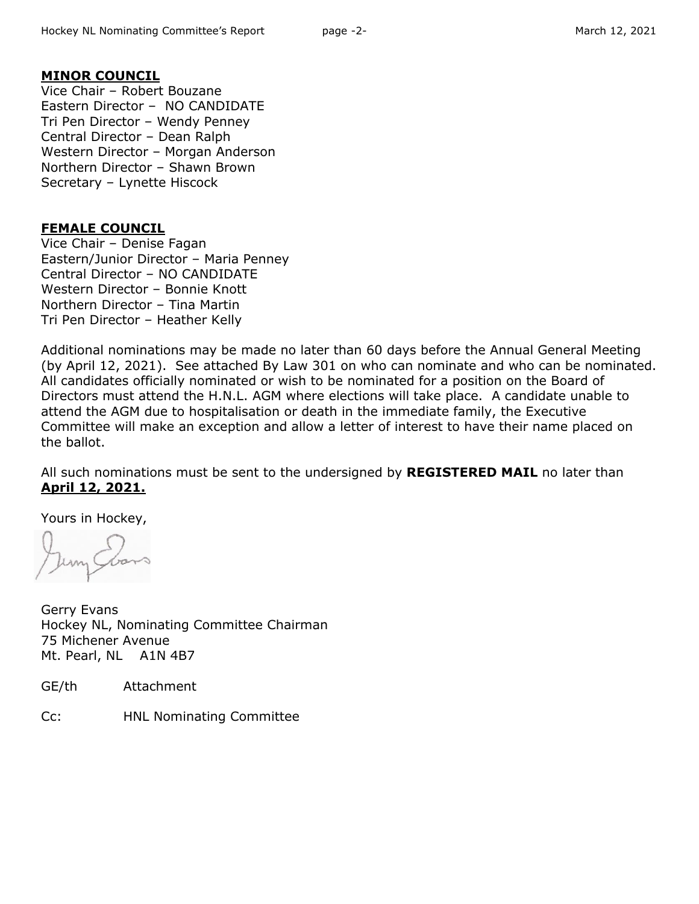**MINOR COUNCIL**

Vice Chair – Robert Bouzane
Eastern Director – NO CANDIDATE
Tri Pen Director – Wendy Penney
Central Director – Dean Ralph
Western Director – Morgan Anderson
Northern Director – Shawn Brown
Secretary – Lynette Hiscock

**FEMALE COUNCIL**

Vice Chair – Denise Fagan
Eastern/Junior Director – Maria Penney
Central Director – NO CANDIDATE
Western Director – Bonnie Knott
Northern Director – Tina Martin
Tri Pen Director – Heather Kelly

Additional nominations may be made no later than 60 days before the Annual General Meeting (by April 12, 2021). See attached By Law 301 on who can nominate and who can be nominated. All candidates officially nominated or wish to be nominated for a position on the Board of Directors must attend the H.N.L. AGM where elections will take place. A candidate unable to attend the AGM due to hospitalisation or death in the immediate family, the Executive Committee will make an exception and allow a letter of interest to have their name placed on the ballot.

All such nominations must be sent to the undersigned by **REGISTERED MAIL** no later than **April 12, 2021.**

Yours in Hockey,

Gerry Evans
Hockey NL, Nominating Committee Chairman
75 Michener Avenue
Mt. Pearl, NL A1N 4B7

GE/th Attachment

Cc: HNL Nominating Committee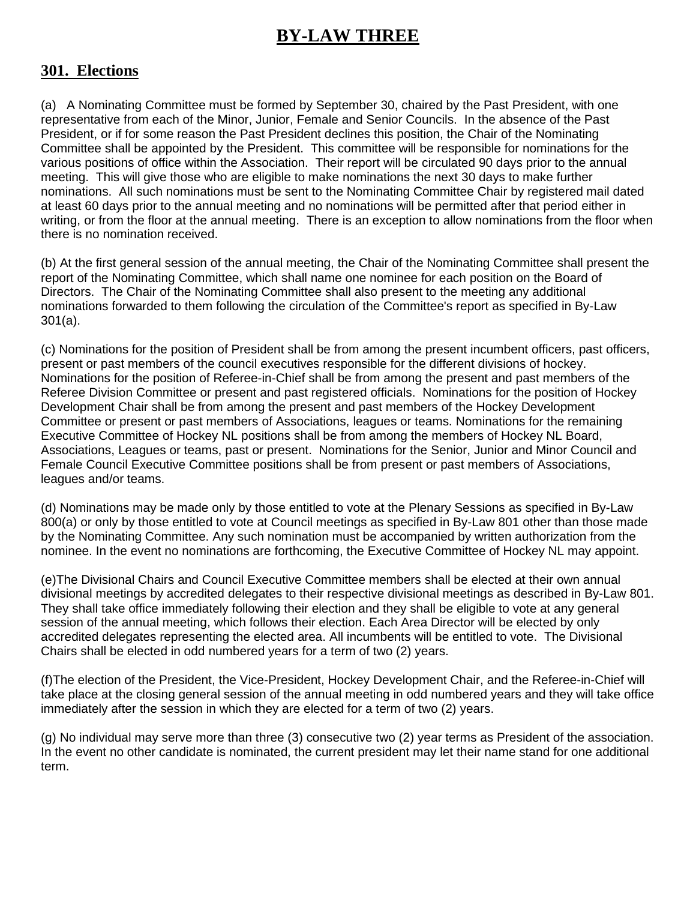# BY-LAW THREE

## 301. Elections

(a) A Nominating Committee must be formed by September 30, chaired by the Past President, with one representative from each of the Minor, Junior, Female and Senior Councils. In the absence of the Past President, or if for some reason the Past President declines this position, the Chair of the Nominating Committee shall be appointed by the President. This committee will be responsible for nominations for the various positions of office within the Association. Their report will be circulated 90 days prior to the annual meeting. This will give those who are eligible to make nominations the next 30 days to make further nominations. All such nominations must be sent to the Nominating Committee Chair by registered mail dated at least 60 days prior to the annual meeting and no nominations will be permitted after that period either in writing, or from the floor at the annual meeting. There is an exception to allow nominations from the floor when there is no nomination received.

(b) At the first general session of the annual meeting, the Chair of the Nominating Committee shall present the report of the Nominating Committee, which shall name one nominee for each position on the Board of Directors. The Chair of the Nominating Committee shall also present to the meeting any additional nominations forwarded to them following the circulation of the Committee's report as specified in By-Law 301(a).

(c) Nominations for the position of President shall be from among the present incumbent officers, past officers, present or past members of the council executives responsible for the different divisions of hockey. Nominations for the position of Referee-in-Chief shall be from among the present and past members of the Referee Division Committee or present and past registered officials. Nominations for the position of Hockey Development Chair shall be from among the present and past members of the Hockey Development Committee or present or past members of Associations, leagues or teams. Nominations for the remaining Executive Committee of Hockey NL positions shall be from among the members of Hockey NL Board, Associations, Leagues or teams, past or present. Nominations for the Senior, Junior and Minor Council and Female Council Executive Committee positions shall be from present or past members of Associations, leagues and/or teams.

(d) Nominations may be made only by those entitled to vote at the Plenary Sessions as specified in By-Law 800(a) or only by those entitled to vote at Council meetings as specified in By-Law 801 other than those made by the Nominating Committee. Any such nomination must be accompanied by written authorization from the nominee. In the event no nominations are forthcoming, the Executive Committee of Hockey NL may appoint.

(e)The Divisional Chairs and Council Executive Committee members shall be elected at their own annual divisional meetings by accredited delegates to their respective divisional meetings as described in By-Law 801. They shall take office immediately following their election and they shall be eligible to vote at any general session of the annual meeting, which follows their election. Each Area Director will be elected by only accredited delegates representing the elected area. All incumbents will be entitled to vote. The Divisional Chairs shall be elected in odd numbered years for a term of two (2) years.

(f)The election of the President, the Vice-President, Hockey Development Chair, and the Referee-in-Chief will take place at the closing general session of the annual meeting in odd numbered years and they will take office immediately after the session in which they are elected for a term of two (2) years.

(g) No individual may serve more than three (3) consecutive two (2) year terms as President of the association. In the event no other candidate is nominated, the current president may let their name stand for one additional term.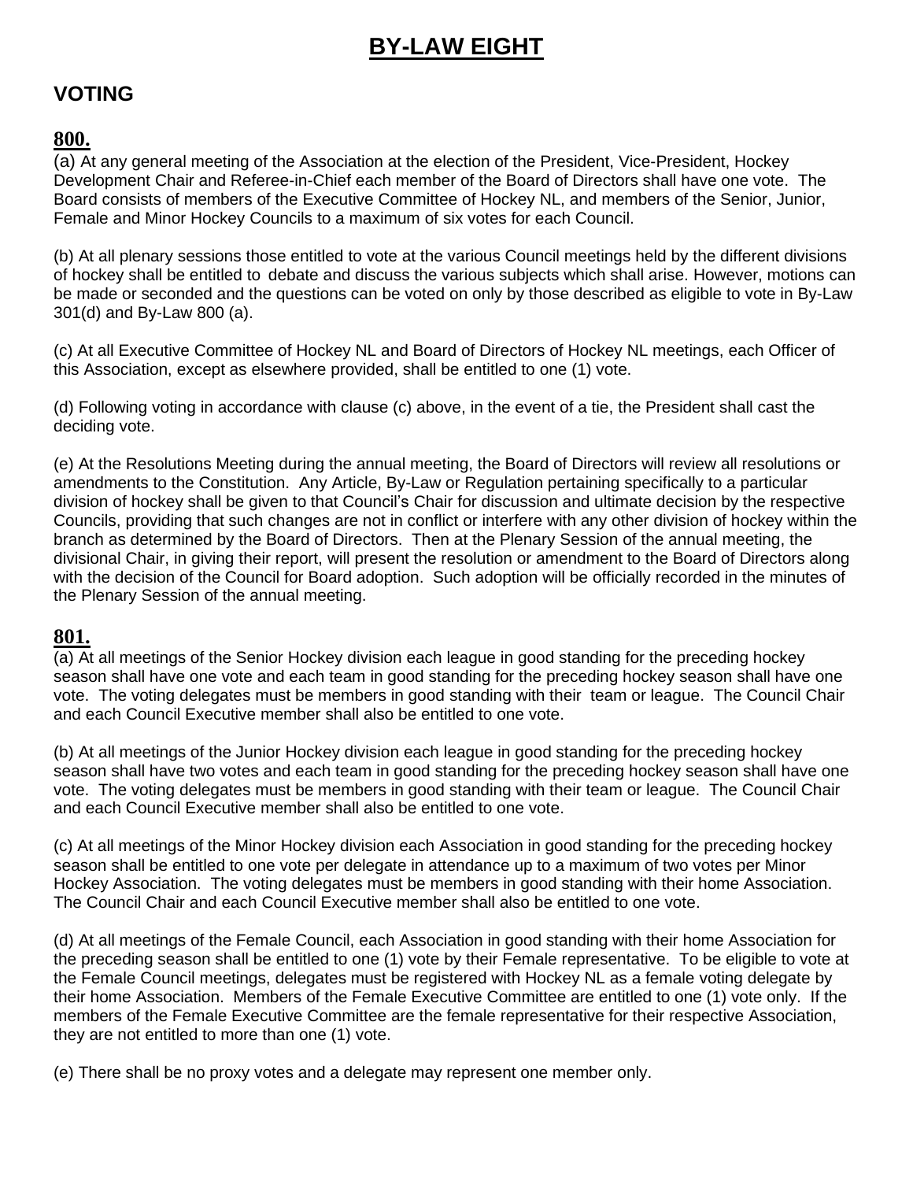# BY-LAW EIGHT

## VOTING

### 800.

(a) At any general meeting of the Association at the election of the President, Vice-President, Hockey Development Chair and Referee-in-Chief each member of the Board of Directors shall have one vote. The Board consists of members of the Executive Committee of Hockey NL, and members of the Senior, Junior, Female and Minor Hockey Councils to a maximum of six votes for each Council.

(b) At all plenary sessions those entitled to vote at the various Council meetings held by the different divisions of hockey shall be entitled to debate and discuss the various subjects which shall arise. However, motions can be made or seconded and the questions can be voted on only by those described as eligible to vote in By-Law 301(d) and By-Law 800 (a).

(c) At all Executive Committee of Hockey NL and Board of Directors of Hockey NL meetings, each Officer of this Association, except as elsewhere provided, shall be entitled to one (1) vote.

(d) Following voting in accordance with clause (c) above, in the event of a tie, the President shall cast the deciding vote.

(e) At the Resolutions Meeting during the annual meeting, the Board of Directors will review all resolutions or amendments to the Constitution. Any Article, By-Law or Regulation pertaining specifically to a particular division of hockey shall be given to that Council's Chair for discussion and ultimate decision by the respective Councils, providing that such changes are not in conflict or interfere with any other division of hockey within the branch as determined by the Board of Directors. Then at the Plenary Session of the annual meeting, the divisional Chair, in giving their report, will present the resolution or amendment to the Board of Directors along with the decision of the Council for Board adoption. Such adoption will be officially recorded in the minutes of the Plenary Session of the annual meeting.

### 801.

(a) At all meetings of the Senior Hockey division each league in good standing for the preceding hockey season shall have one vote and each team in good standing for the preceding hockey season shall have one vote. The voting delegates must be members in good standing with their team or league. The Council Chair and each Council Executive member shall also be entitled to one vote.

(b) At all meetings of the Junior Hockey division each league in good standing for the preceding hockey season shall have two votes and each team in good standing for the preceding hockey season shall have one vote. The voting delegates must be members in good standing with their team or league. The Council Chair and each Council Executive member shall also be entitled to one vote.

(c) At all meetings of the Minor Hockey division each Association in good standing for the preceding hockey season shall be entitled to one vote per delegate in attendance up to a maximum of two votes per Minor Hockey Association. The voting delegates must be members in good standing with their home Association. The Council Chair and each Council Executive member shall also be entitled to one vote.

(d) At all meetings of the Female Council, each Association in good standing with their home Association for the preceding season shall be entitled to one (1) vote by their Female representative. To be eligible to vote at the Female Council meetings, delegates must be registered with Hockey NL as a female voting delegate by their home Association. Members of the Female Executive Committee are entitled to one (1) vote only. If the members of the Female Executive Committee are the female representative for their respective Association, they are not entitled to more than one (1) vote.

(e) There shall be no proxy votes and a delegate may represent one member only.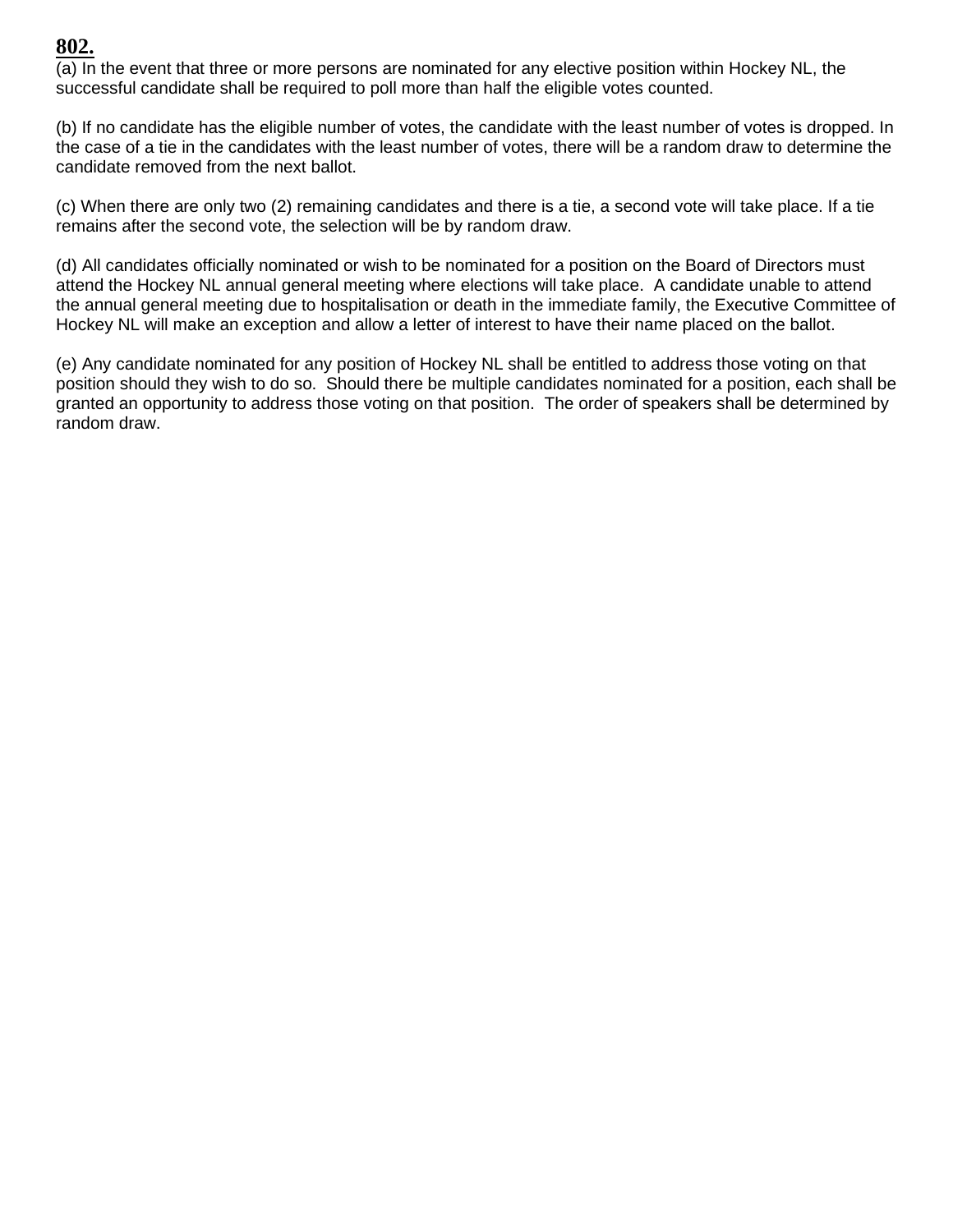**802.**

(a) In the event that three or more persons are nominated for any elective position within Hockey NL, the successful candidate shall be required to poll more than half the eligible votes counted.

(b) If no candidate has the eligible number of votes, the candidate with the least number of votes is dropped. In the case of a tie in the candidates with the least number of votes, there will be a random draw to determine the candidate removed from the next ballot.

(c) When there are only two (2) remaining candidates and there is a tie, a second vote will take place. If a tie remains after the second vote, the selection will be by random draw.

(d) All candidates officially nominated or wish to be nominated for a position on the Board of Directors must attend the Hockey NL annual general meeting where elections will take place. A candidate unable to attend the annual general meeting due to hospitalisation or death in the immediate family, the Executive Committee of Hockey NL will make an exception and allow a letter of interest to have their name placed on the ballot.

(e) Any candidate nominated for any position of Hockey NL shall be entitled to address those voting on that position should they wish to do so. Should there be multiple candidates nominated for a position, each shall be granted an opportunity to address those voting on that position. The order of speakers shall be determined by random draw.